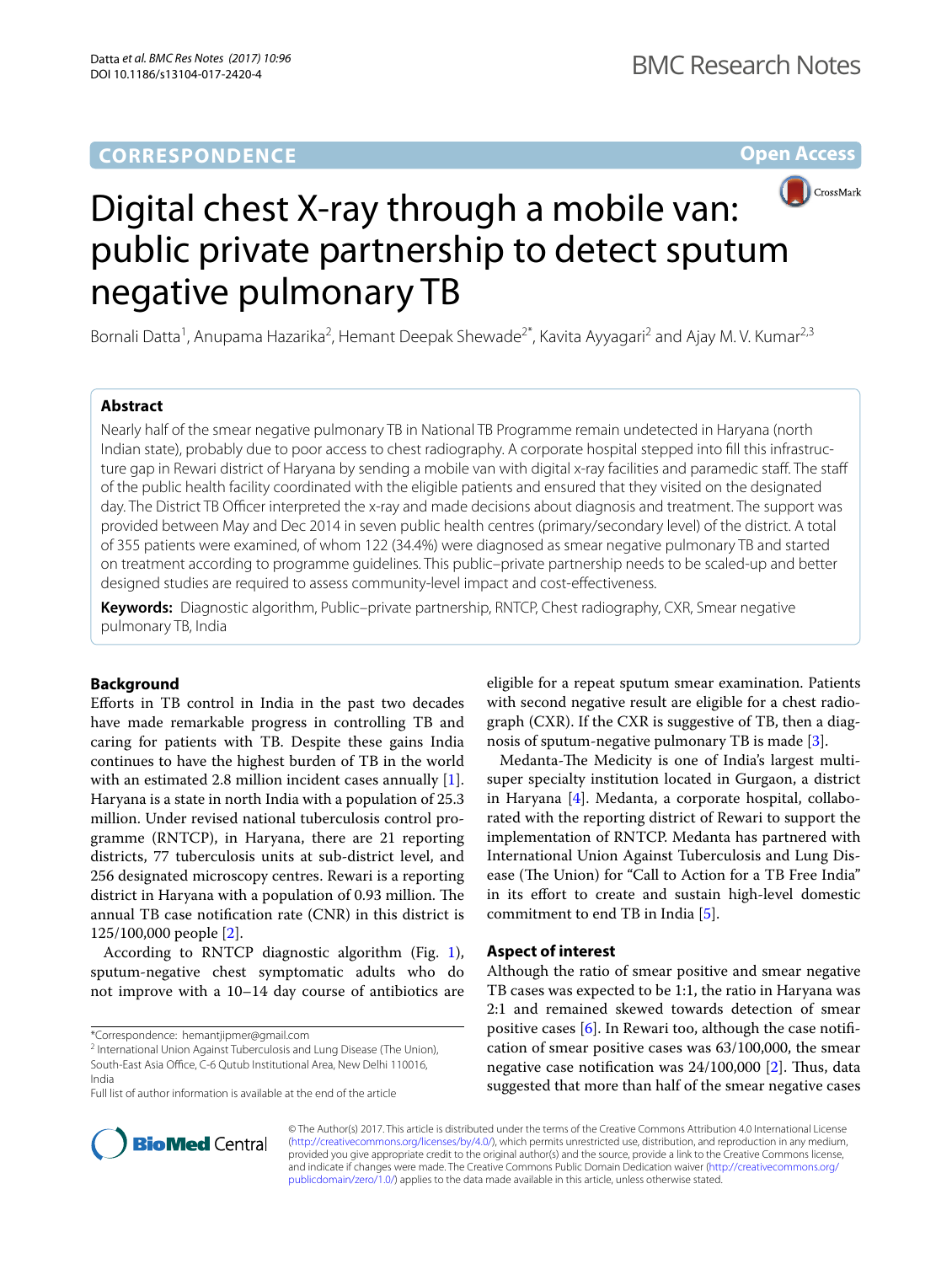**CORRESPONDENCE** **Open Access**

# Digital chest X-ray through a mobile van: public private partnership to detect sputum negative pulmonary TB

Bornali Datta[1], Anupama Hazarika[2], Hemant Deepak Shewade[2*], Kavita Ayyagari[2] and Ajay M. V. Kumar[2,3]

## Abstract

Nearly half of the smear negative pulmonary TB in National TB Programme remain undetected in Haryana (north Indian state), probably due to poor access to chest radiography. A corporate hospital stepped into fill this infrastructure gap in Rewari district of Haryana by sending a mobile van with digital x-ray facilities and paramedic staff. The staff of the public health facility coordinated with the eligible patients and ensured that they visited on the designated day. The District TB Officer interpreted the x-ray and made decisions about diagnosis and treatment. The support was provided between May and Dec 2014 in seven public health centres (primary/secondary level) of the district. A total of 355 patients were examined, of whom 122 (34.4%) were diagnosed as smear negative pulmonary TB and started on treatment according to programme guidelines. This public–private partnership needs to be scaled-up and better designed studies are required to assess community-level impact and cost-effectiveness.

**Keywords:** Diagnostic algorithm, Public–private partnership, RNTCP, Chest radiography, CXR, Smear negative pulmonary TB, India

## Background

Efforts in TB control in India in the past two decades have made remarkable progress in controlling TB and caring for patients with TB. Despite these gains India continues to have the highest burden of TB in the world with an estimated 2.8 million incident cases annually [1]. Haryana is a state in north India with a population of 25.3 million. Under revised national tuberculosis control programme (RNTCP), in Haryana, there are 21 reporting districts, 77 tuberculosis units at sub-district level, and 256 designated microscopy centres. Rewari is a reporting district in Haryana with a population of 0.93 million. The annual TB case notification rate (CNR) in this district is 125/100,000 people [2].

According to RNTCP diagnostic algorithm (Fig. 1), sputum-negative chest symptomatic adults who do not improve with a 10–14 day course of antibiotics are eligible for a repeat sputum smear examination. Patients with second negative result are eligible for a chest radiograph (CXR). If the CXR is suggestive of TB, then a diagnosis of sputum-negative pulmonary TB is made [3].

Medanta-The Medicity is one of India's largest multi-super specialty institution located in Gurgaon, a district in Haryana [4]. Medanta, a corporate hospital, collaborated with the reporting district of Rewari to support the implementation of RNTCP. Medanta has partnered with International Union Against Tuberculosis and Lung Disease (The Union) for "Call to Action for a TB Free India" in its effort to create and sustain high-level domestic commitment to end TB in India [5].

## Aspect of interest

Although the ratio of smear positive and smear negative TB cases was expected to be 1:1, the ratio in Haryana was 2:1 and remained skewed towards detection of smear positive cases [6]. In Rewari too, although the case notification of smear positive cases was 63/100,000, the smear negative case notification was 24/100,000 [2]. Thus, data suggested that more than half of the smear negative cases

*Correspondence: hemantjipmer@gmail.com
[2] International Union Against Tuberculosis and Lung Disease (The Union), South-East Asia Office, C-6 Qutub Institutional Area, New Delhi 110016, India
Full list of author information is available at the end of the article

© The Author(s) 2017. This article is distributed under the terms of the Creative Commons Attribution 4.0 International License (http://creativecommons.org/licenses/by/4.0/), which permits unrestricted use, distribution, and reproduction in any medium, provided you give appropriate credit to the original author(s) and the source, provide a link to the Creative Commons license, and indicate if changes were made. The Creative Commons Public Domain Dedication waiver (http://creativecommons.org/publicdomain/zero/1.0/) applies to the data made available in this article, unless otherwise stated.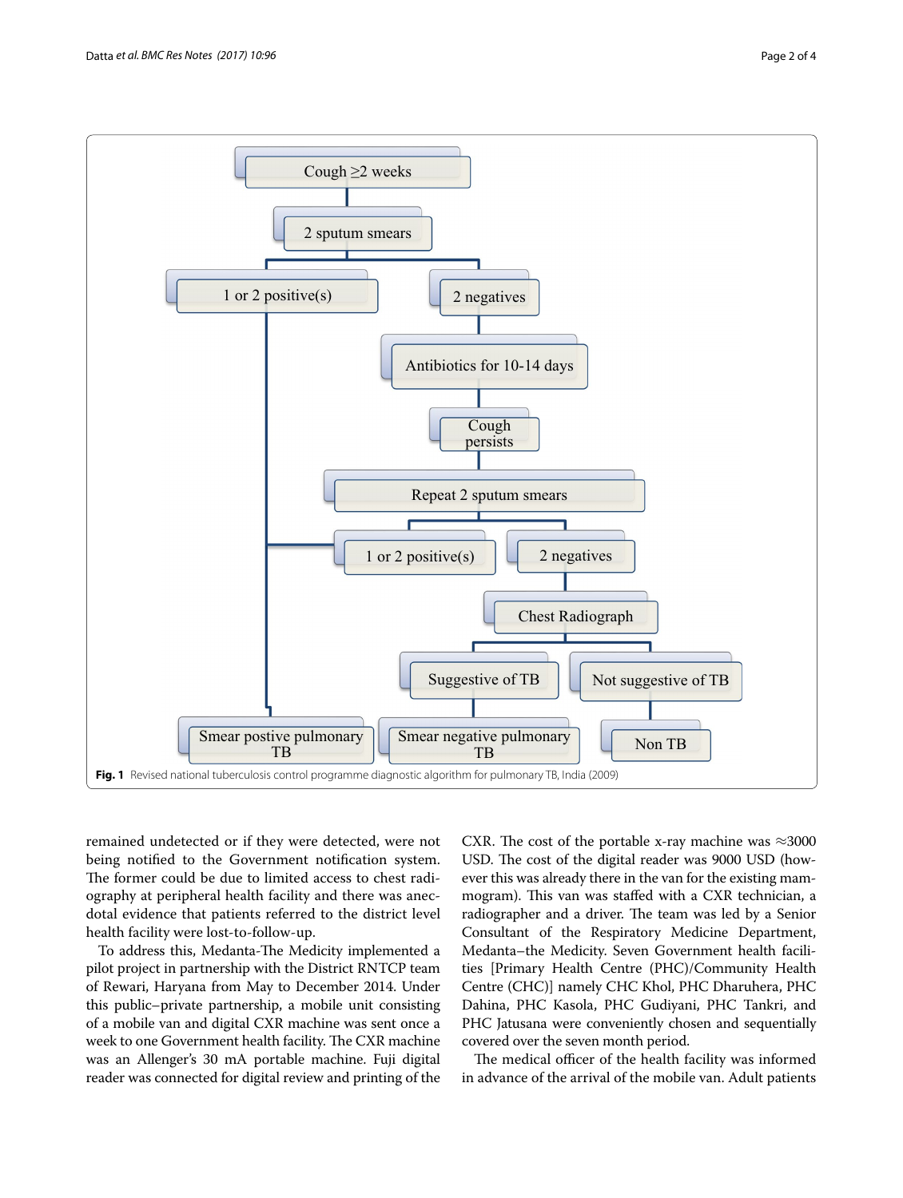**Fig. 1** Revised national tuberculosis control programme diagnostic algorithm for pulmonary TB, India (2009)

remained undetected or if they were detected, were not being notified to the Government notification system. The former could be due to limited access to chest radiography at peripheral health facility and there was anecdotal evidence that patients referred to the district level health facility were lost-to-follow-up.

To address this, Medanta-The Medicity implemented a pilot project in partnership with the District RNTCP team of Rewari, Haryana from May to December 2014. Under this public–private partnership, a mobile unit consisting of a mobile van and digital CXR machine was sent once a week to one Government health facility. The CXR machine was an Allenger's 30 mA portable machine. Fuji digital reader was connected for digital review and printing of the CXR. The cost of the portable x-ray machine was ≈3000 USD. The cost of the digital reader was 9000 USD (however this was already there in the van for the existing mammogram). This van was staffed with a CXR technician, a radiographer and a driver. The team was led by a Senior Consultant of the Respiratory Medicine Department, Medanta–the Medicity. Seven Government health facilities [Primary Health Centre (PHC)/Community Health Centre (CHC)] namely CHC Khol, PHC Dharuhera, PHC Dahina, PHC Kasola, PHC Gudiyani, PHC Tankri, and PHC Jatusana were conveniently chosen and sequentially covered over the seven month period.

The medical officer of the health facility was informed in advance of the arrival of the mobile van. Adult patients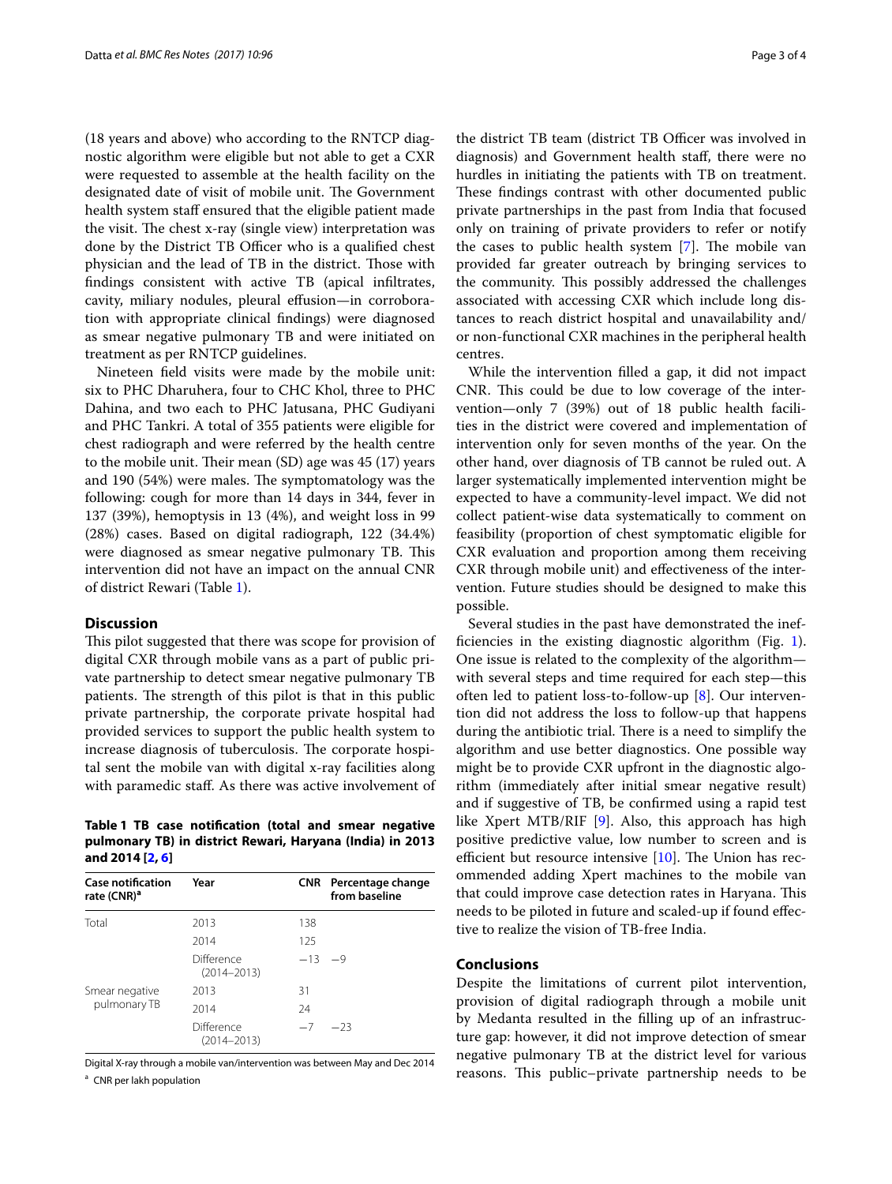(18 years and above) who according to the RNTCP diagnostic algorithm were eligible but not able to get a CXR were requested to assemble at the health facility on the designated date of visit of mobile unit. The Government health system staff ensured that the eligible patient made the visit. The chest x-ray (single view) interpretation was done by the District TB Officer who is a qualified chest physician and the lead of TB in the district. Those with findings consistent with active TB (apical infiltrates, cavity, miliary nodules, pleural effusion—in corroboration with appropriate clinical findings) were diagnosed as smear negative pulmonary TB and were initiated on treatment as per RNTCP guidelines.

Nineteen field visits were made by the mobile unit: six to PHC Dharuhera, four to CHC Khol, three to PHC Dahina, and two each to PHC Jatusana, PHC Gudiyani and PHC Tankri. A total of 355 patients were eligible for chest radiograph and were referred by the health centre to the mobile unit. Their mean (SD) age was 45 (17) years and 190 (54%) were males. The symptomatology was the following: cough for more than 14 days in 344, fever in 137 (39%), hemoptysis in 13 (4%), and weight loss in 99 (28%) cases. Based on digital radiograph, 122 (34.4%) were diagnosed as smear negative pulmonary TB. This intervention did not have an impact on the annual CNR of district Rewari (Table 1).

## Discussion

This pilot suggested that there was scope for provision of digital CXR through mobile vans as a part of public private partnership to detect smear negative pulmonary TB patients. The strength of this pilot is that in this public private partnership, the corporate private hospital had provided services to support the public health system to increase diagnosis of tuberculosis. The corporate hospital sent the mobile van with digital x-ray facilities along with paramedic staff. As there was active involvement of the district TB team (district TB Officer was involved in diagnosis) and Government health staff, there were no hurdles in initiating the patients with TB on treatment. These findings contrast with other documented public private partnerships in the past from India that focused only on training of private providers to refer or notify the cases to public health system [7]. The mobile van provided far greater outreach by bringing services to the community. This possibly addressed the challenges associated with accessing CXR which include long distances to reach district hospital and unavailability and/or non-functional CXR machines in the peripheral health centres.

While the intervention filled a gap, it did not impact CNR. This could be due to low coverage of the intervention—only 7 (39%) out of 18 public health facilities in the district were covered and implementation of intervention only for seven months of the year. On the other hand, over diagnosis of TB cannot be ruled out. A larger systematically implemented intervention might be expected to have a community-level impact. We did not collect patient-wise data systematically to comment on feasibility (proportion of chest symptomatic eligible for CXR evaluation and proportion among them receiving CXR through mobile unit) and effectiveness of the intervention. Future studies should be designed to make this possible.

Several studies in the past have demonstrated the inefficiencies in the existing diagnostic algorithm (Fig. 1). One issue is related to the complexity of the algorithm—with several steps and time required for each step—this often led to patient loss-to-follow-up [8]. Our intervention did not address the loss to follow-up that happens during the antibiotic trial. There is a need to simplify the algorithm and use better diagnostics. One possible way might be to provide CXR upfront in the diagnostic algorithm (immediately after initial smear negative result) and if suggestive of TB, be confirmed using a rapid test like Xpert MTB/RIF [9]. Also, this approach has high positive predictive value, low number to screen and is efficient but resource intensive [10]. The Union has recommended adding Xpert machines to the mobile van that could improve case detection rates in Haryana. This needs to be piloted in future and scaled-up if found effective to realize the vision of TB-free India.

**Table 1 TB case notification (total and smear negative pulmonary TB) in district Rewari, Haryana (India) in 2013 and 2014 [2, 6]**

| Case notification rate (CNR)[a] | Year | CNR | Percentage change from baseline |
|---|---|---|---|
| Total | 2013 | 138 | |
| | 2014 | 125 | |
| | Difference (2014–2013) | −13 | −9 |
| Smear negative pulmonary TB | 2013 | 31 | |
| | 2014 | 24 | |
| | Difference (2014–2013) | −7 | −23 |

Digital X-ray through a mobile van/intervention was between May and Dec 2014

[a] CNR per lakh population

## Conclusions

Despite the limitations of current pilot intervention, provision of digital radiograph through a mobile unit by Medanta resulted in the filling up of an infrastructure gap: however, it did not improve detection of smear negative pulmonary TB at the district level for various reasons. This public–private partnership needs to be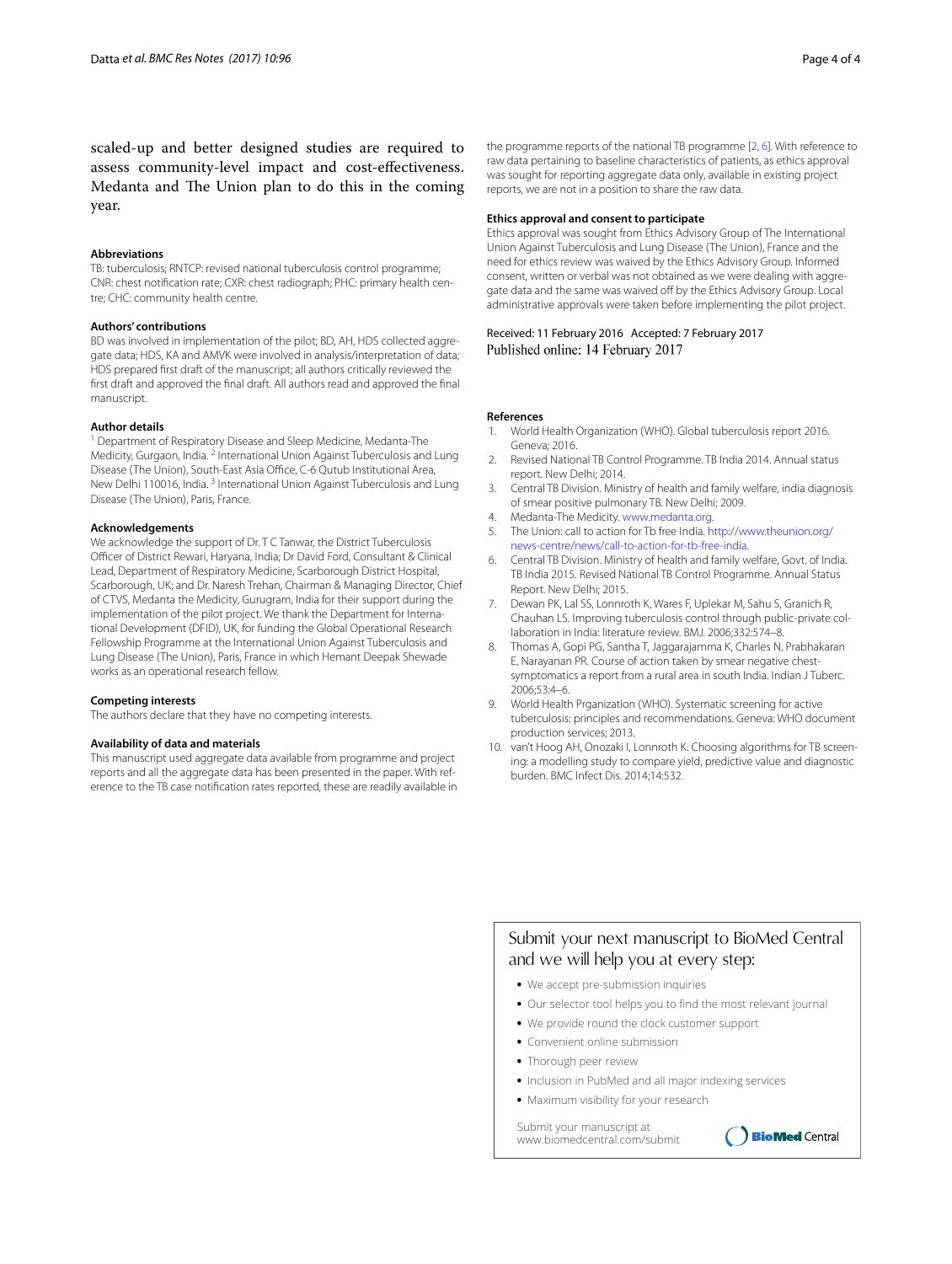scaled-up and better designed studies are required to assess community-level impact and cost-effectiveness. Medanta and The Union plan to do this in the coming year.

### Abbreviations

TB: tuberculosis; RNTCP: revised national tuberculosis control programme; CNR: chest notification rate; CXR: chest radiograph; PHC: primary health centre; CHC: community health centre.

### Authors' contributions

BD was involved in implementation of the pilot; BD, AH, HDS collected aggregate data; HDS, KA and AMVK were involved in analysis/interpretation of data; HDS prepared first draft of the manuscript; all authors critically reviewed the first draft and approved the final draft. All authors read and approved the final manuscript.

### Author details

[1] Department of Respiratory Disease and Sleep Medicine, Medanta-The Medicity, Gurgaon, India. [2] International Union Against Tuberculosis and Lung Disease (The Union), South-East Asia Office, C-6 Qutub Institutional Area, New Delhi 110016, India. [3] International Union Against Tuberculosis and Lung Disease (The Union), Paris, France.

### Acknowledgements

We acknowledge the support of Dr. T C Tanwar, the District Tuberculosis Officer of District Rewari, Haryana, India; Dr David Ford, Consultant & Clinical Lead, Department of Respiratory Medicine, Scarborough District Hospital, Scarborough, UK; and Dr. Naresh Trehan, Chairman & Managing Director, Chief of CTVS, Medanta the Medicity, Gurugram, India for their support during the implementation of the pilot project. We thank the Department for International Development (DFID), UK, for funding the Global Operational Research Fellowship Programme at the International Union Against Tuberculosis and Lung Disease (The Union), Paris, France in which Hemant Deepak Shewade works as an operational research fellow.

### Competing interests

The authors declare that they have no competing interests.

### Availability of data and materials

This manuscript used aggregate data available from programme and project reports and all the aggregate data has been presented in the paper. With reference to the TB case notification rates reported, these are readily available in the programme reports of the national TB programme [2, 6]. With reference to raw data pertaining to baseline characteristics of patients, as ethics approval was sought for reporting aggregate data only, available in existing project reports, we are not in a position to share the raw data.

### Ethics approval and consent to participate

Ethics approval was sought from Ethics Advisory Group of The International Union Against Tuberculosis and Lung Disease (The Union), France and the need for ethics review was waived by the Ethics Advisory Group. Informed consent, written or verbal was not obtained as we were dealing with aggregate data and the same was waived off by the Ethics Advisory Group. Local administrative approvals were taken before implementing the pilot project.

Received: 11 February 2016 Accepted: 7 February 2017
Published online: 14 February 2017

### References

1. World Health Organization (WHO). Global tuberculosis report 2016. Geneva; 2016.
2. Revised National TB Control Programme. TB India 2014. Annual status report. New Delhi; 2014.
3. Central TB Division. Ministry of health and family welfare, india diagnosis of smear positive pulmonary TB. New Delhi; 2009.
4. Medanta-The Medicity. www.medanta.org.
5. The Union: call to action for Tb free India. http://www.theunion.org/news-centre/news/call-to-action-for-tb-free-india.
6. Central TB Division. Ministry of health and family welfare, Govt. of India. TB India 2015. Revised National TB Control Programme. Annual Status Report. New Delhi; 2015.
7. Dewan PK, Lal SS, Lonnroth K, Wares F, Uplekar M, Sahu S, Granich R, Chauhan LS. Improving tuberculosis control through public-private collaboration in India: literature review. BMJ. 2006;332:574–8.
8. Thomas A, Gopi PG, Santha T, Jaggarajamma K, Charles N, Prabhakaran E, Narayanan PR. Course of action taken by smear negative chest-symptomatics a report from a rural area in south India. Indian J Tuberc. 2006;53:4–6.
9. World Health Prganization (WHO). Systematic screening for active tuberculosis: principles and recommendations. Geneva: WHO document production services; 2013.
10. van't Hoog AH, Onozaki I, Lonnroth K. Choosing algorithms for TB screening: a modelling study to compare yield, predictive value and diagnostic burden. BMC Infect Dis. 2014;14:532.

Submit your next manuscript to BioMed Central and we will help you at every step:

- We accept pre-submission inquiries
- Our selector tool helps you to find the most relevant journal
- We provide round the clock customer support
- Convenient online submission
- Thorough peer review
- Inclusion in PubMed and all major indexing services
- Maximum visibility for your research

Submit your manuscript at www.biomedcentral.com/submit

BioMed Central